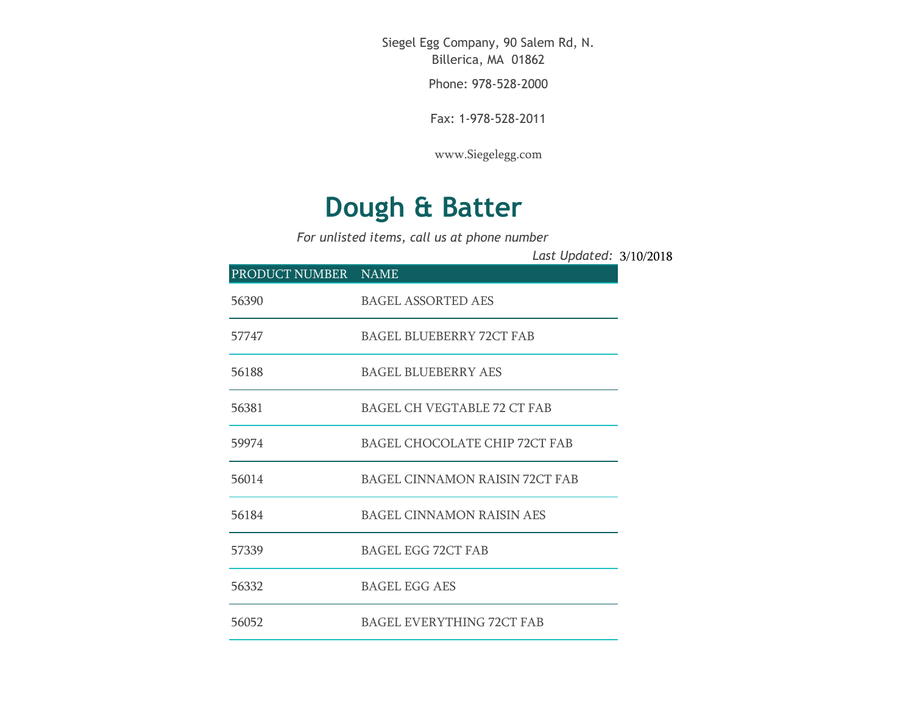Siegel Egg Company, 90 Salem Rd, N. Billerica, MA 01862

Phone: 978-528-2000

Fax: 1-978-528-2011

www.Siegelegg.com

# Dough & Batter

*For unlisted items, call us at phone number*

*Last Updated:* 3/10/2018

| PRODUCT NUMBER | NAME |
|---|---|
| 56390 | BAGEL ASSORTED AES |
| 57747 | BAGEL BLUEBERRY 72CT FAB |
| 56188 | BAGEL BLUEBERRY AES |
| 56381 | BAGEL CH VEGTABLE 72 CT FAB |
| 59974 | BAGEL CHOCOLATE CHIP 72CT FAB |
| 56014 | BAGEL CINNAMON RAISIN 72CT FAB |
| 56184 | BAGEL CINNAMON RAISIN AES |
| 57339 | BAGEL EGG 72CT FAB |
| 56332 | BAGEL EGG AES |
| 56052 | BAGEL EVERYTHING 72CT FAB |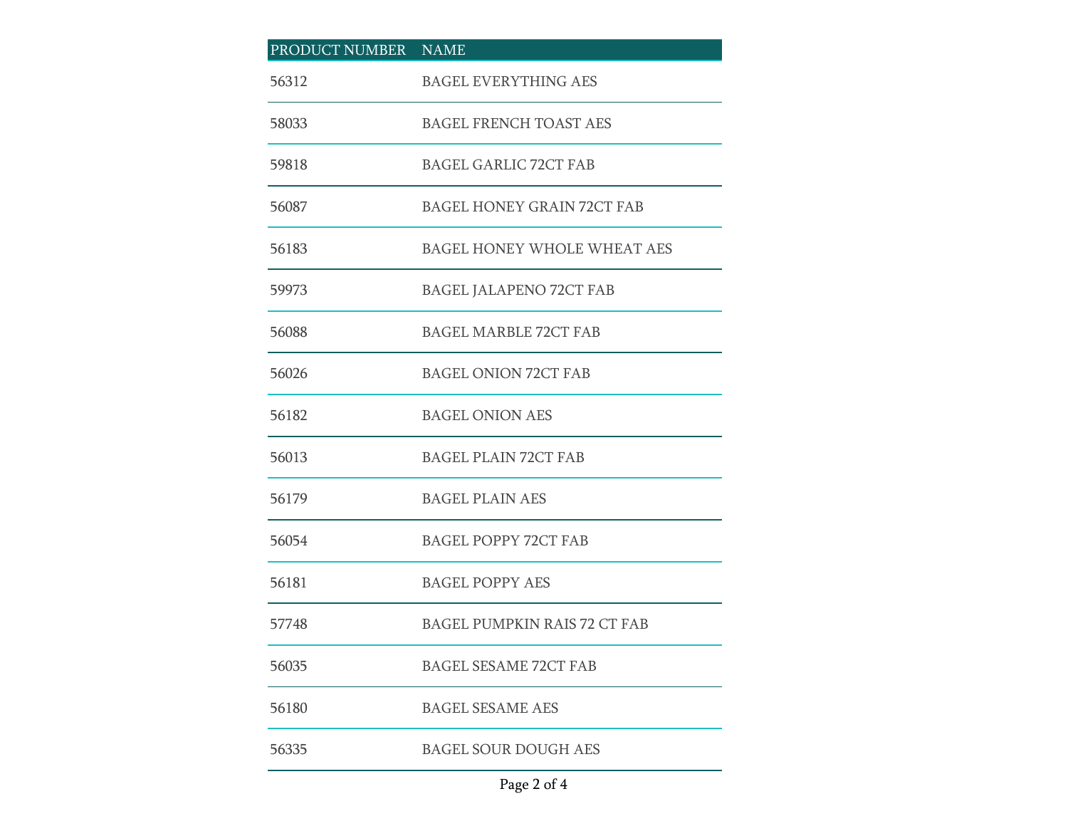| PRODUCT NUMBER | NAME |
| --- | --- |
| 56312 | BAGEL EVERYTHING AES |
| 58033 | BAGEL FRENCH TOAST AES |
| 59818 | BAGEL GARLIC 72CT FAB |
| 56087 | BAGEL HONEY GRAIN 72CT FAB |
| 56183 | BAGEL HONEY WHOLE WHEAT AES |
| 59973 | BAGEL JALAPENO 72CT FAB |
| 56088 | BAGEL MARBLE 72CT FAB |
| 56026 | BAGEL ONION 72CT FAB |
| 56182 | BAGEL ONION AES |
| 56013 | BAGEL PLAIN 72CT FAB |
| 56179 | BAGEL PLAIN AES |
| 56054 | BAGEL POPPY 72CT FAB |
| 56181 | BAGEL POPPY AES |
| 57748 | BAGEL PUMPKIN RAIS 72 CT FAB |
| 56035 | BAGEL SESAME 72CT FAB |
| 56180 | BAGEL SESAME AES |
| 56335 | BAGEL SOUR DOUGH AES |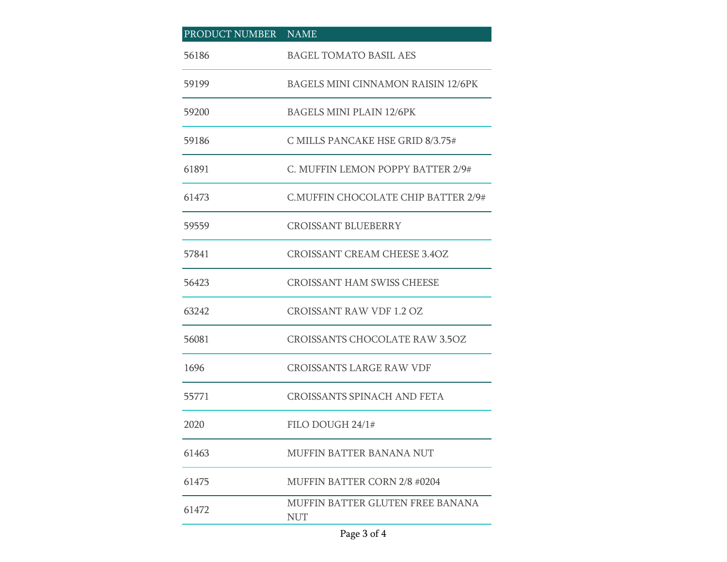| PRODUCT NUMBER | NAME |
|---|---|
| 56186 | BAGEL TOMATO BASIL AES |
| 59199 | BAGELS MINI CINNAMON RAISIN 12/6PK |
| 59200 | BAGELS MINI PLAIN 12/6PK |
| 59186 | C MILLS PANCAKE HSE GRID 8/3.75# |
| 61891 | C. MUFFIN LEMON POPPY BATTER 2/9# |
| 61473 | C.MUFFIN CHOCOLATE CHIP BATTER 2/9# |
| 59559 | CROISSANT BLUEBERRY |
| 57841 | CROISSANT CREAM CHEESE 3.4OZ |
| 56423 | CROISSANT HAM SWISS CHEESE |
| 63242 | CROISSANT RAW VDF 1.2 OZ |
| 56081 | CROISSANTS CHOCOLATE RAW 3.5OZ |
| 1696 | CROISSANTS LARGE RAW VDF |
| 55771 | CROISSANTS SPINACH AND FETA |
| 2020 | FILO DOUGH 24/1# |
| 61463 | MUFFIN BATTER BANANA NUT |
| 61475 | MUFFIN BATTER CORN 2/8 #0204 |
| 61472 | MUFFIN BATTER GLUTEN FREE BANANA NUT |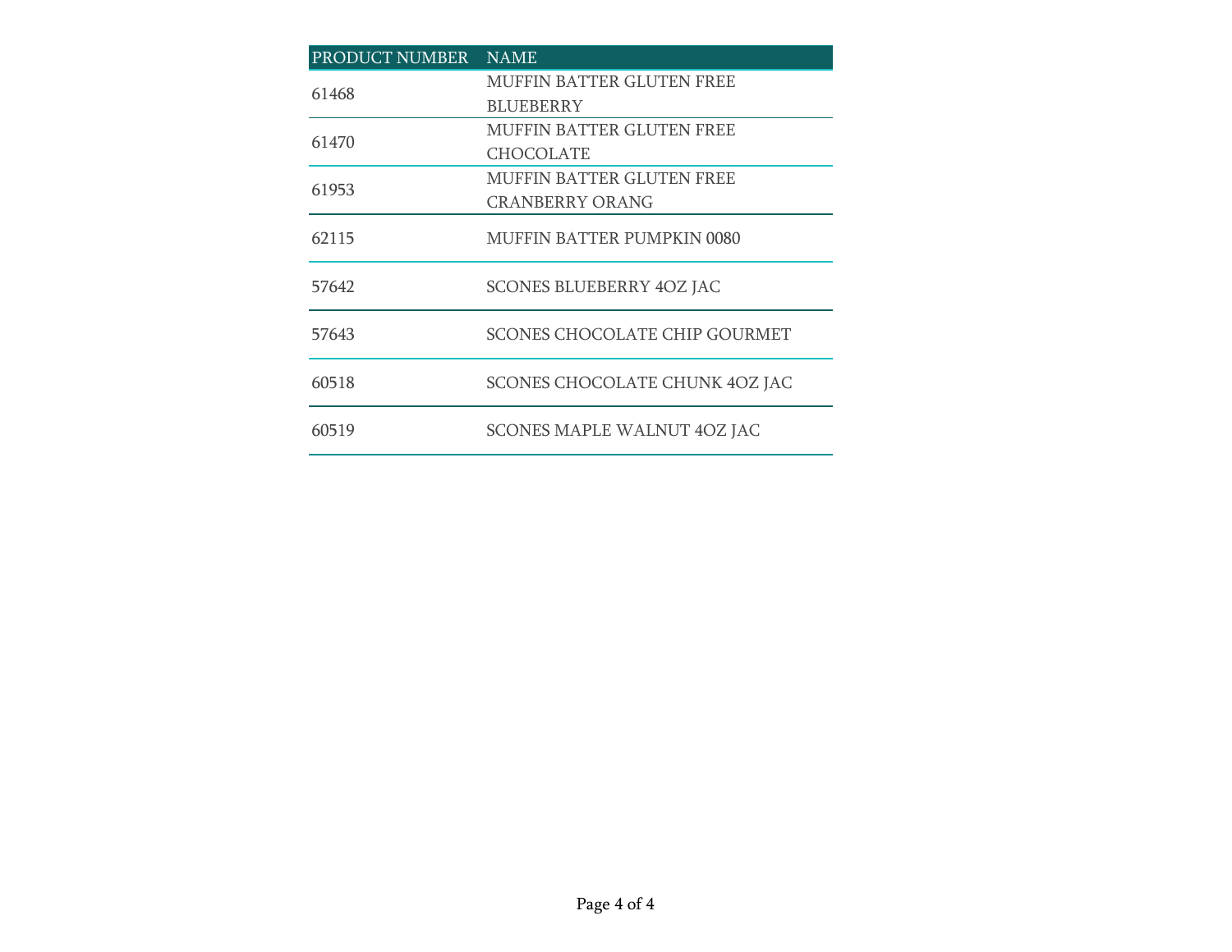| PRODUCT NUMBER | NAME |
|---|---|
| 61468 | MUFFIN BATTER GLUTEN FREE BLUEBERRY |
| 61470 | MUFFIN BATTER GLUTEN FREE CHOCOLATE |
| 61953 | MUFFIN BATTER GLUTEN FREE CRANBERRY ORANG |
| 62115 | MUFFIN BATTER PUMPKIN 0080 |
| 57642 | SCONES BLUEBERRY 4OZ JAC |
| 57643 | SCONES CHOCOLATE CHIP GOURMET |
| 60518 | SCONES CHOCOLATE CHUNK 4OZ JAC |
| 60519 | SCONES MAPLE WALNUT 4OZ JAC |